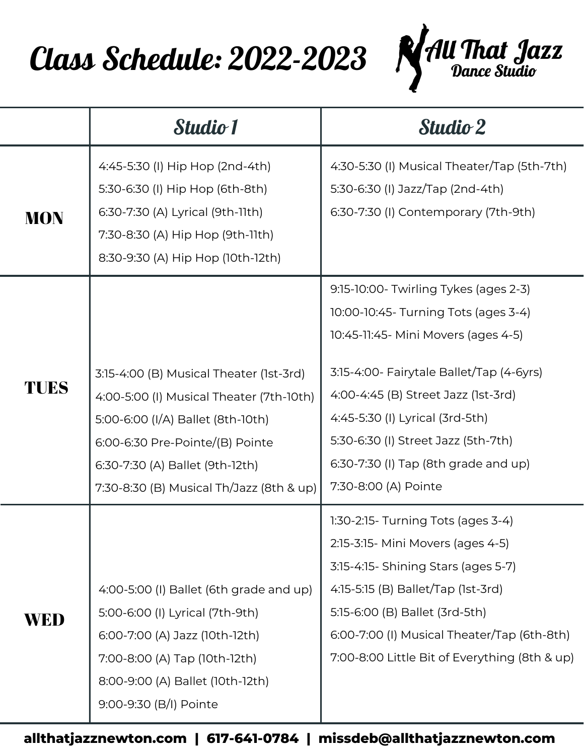# Class Schedule: 2022-2023

All That Jazz Dance Studio

| | Studio 1 | Studio 2 |
|---|---|---|
| **MON** | 4:45-5:30 (I) Hip Hop (2nd-4th)<br>5:30-6:30 (I) Hip Hop (6th-8th)<br>6:30-7:30 (A) Lyrical (9th-11th)<br>7:30-8:30 (A) Hip Hop (9th-11th)<br>8:30-9:30 (A) Hip Hop (10th-12th) | 4:30-5:30 (I) Musical Theater/Tap (5th-7th)<br>5:30-6:30 (I) Jazz/Tap (2nd-4th)<br>6:30-7:30 (I) Contemporary (7th-9th) |
| **TUES** | 3:15-4:00 (B) Musical Theater (1st-3rd)<br>4:00-5:00 (I) Musical Theater (7th-10th)<br>5:00-6:00 (I/A) Ballet (8th-10th)<br>6:00-6:30 Pre-Pointe/(B) Pointe<br>6:30-7:30 (A) Ballet (9th-12th)<br>7:30-8:30 (B) Musical Th/Jazz (8th & up) | 9:15-10:00- Twirling Tykes (ages 2-3)<br>10:00-10:45- Turning Tots (ages 3-4)<br>10:45-11:45- Mini Movers (ages 4-5)<br><br>3:15-4:00- Fairytale Ballet/Tap (4-6yrs)<br>4:00-4:45 (B) Street Jazz (1st-3rd)<br>4:45-5:30 (I) Lyrical (3rd-5th)<br>5:30-6:30 (I) Street Jazz (5th-7th)<br>6:30-7:30 (I) Tap (8th grade and up)<br>7:30-8:00 (A) Pointe |
| **WED** | 4:00-5:00 (I) Ballet (6th grade and up)<br>5:00-6:00 (I) Lyrical (7th-9th)<br>6:00-7:00 (A) Jazz (10th-12th)<br>7:00-8:00 (A) Tap (10th-12th)<br>8:00-9:00 (A) Ballet (10th-12th)<br>9:00-9:30 (B/I) Pointe | 1:30-2:15- Turning Tots (ages 3-4)<br>2:15-3:15- Mini Movers (ages 4-5)<br>3:15-4:15- Shining Stars (ages 5-7)<br>4:15-5:15 (B) Ballet/Tap (1st-3rd)<br>5:15-6:00 (B) Ballet (3rd-5th)<br>6:00-7:00 (I) Musical Theater/Tap (6th-8th)<br>7:00-8:00 Little Bit of Everything (8th & up) |

**allthatjazznewton.com | 617-641-0784 | missdeb@allthatjazznewton.com**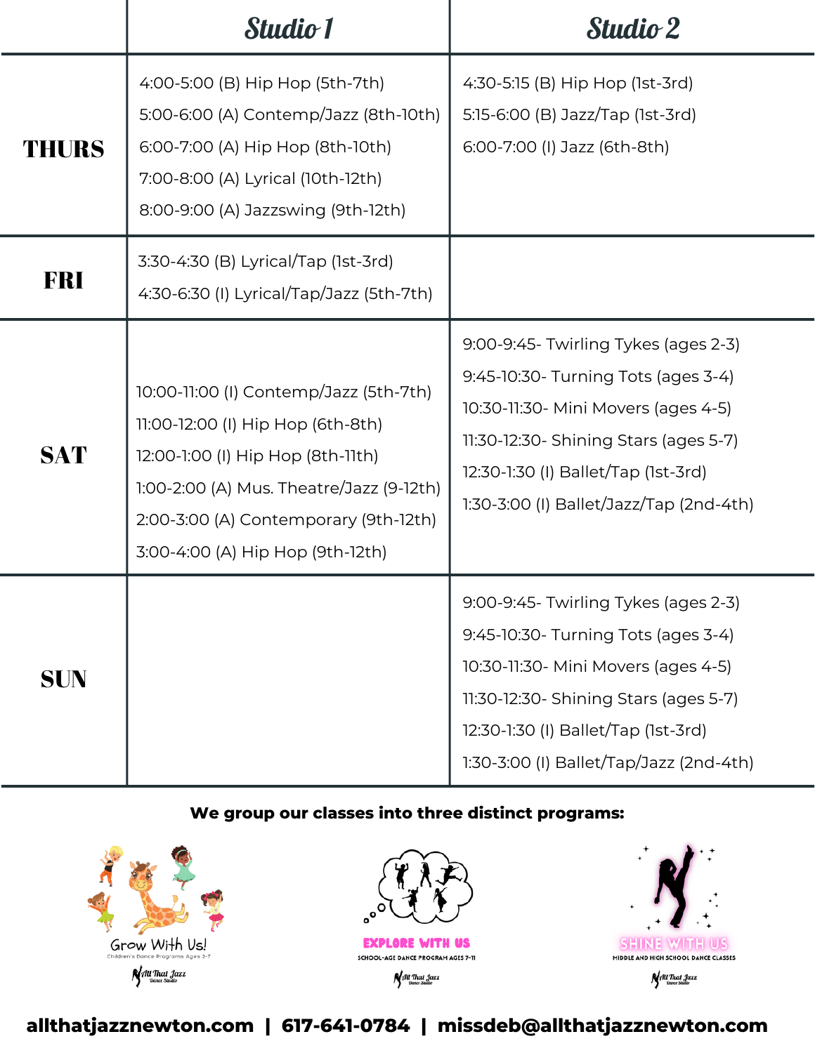| | Studio 1 | Studio 2 |
|---|---|---|
| **THURS** | 4:00-5:00 (B) Hip Hop (5th-7th)<br>5:00-6:00 (A) Contemp/Jazz (8th-10th)<br>6:00-7:00 (A) Hip Hop (8th-10th)<br>7:00-8:00 (A) Lyrical (10th-12th)<br>8:00-9:00 (A) Jazzswing (9th-12th) | 4:30-5:15 (B) Hip Hop (1st-3rd)<br>5:15-6:00 (B) Jazz/Tap (1st-3rd)<br>6:00-7:00 (I) Jazz (6th-8th) |
| **FRI** | 3:30-4:30 (B) Lyrical/Tap (1st-3rd)<br>4:30-6:30 (I) Lyrical/Tap/Jazz (5th-7th) | |
| **SAT** | 10:00-11:00 (I) Contemp/Jazz (5th-7th)<br>11:00-12:00 (I) Hip Hop (6th-8th)<br>12:00-1:00 (I) Hip Hop (8th-11th)<br>1:00-2:00 (A) Mus. Theatre/Jazz (9-12th)<br>2:00-3:00 (A) Contemporary (9th-12th)<br>3:00-4:00 (A) Hip Hop (9th-12th) | 9:00-9:45- Twirling Tykes (ages 2-3)<br>9:45-10:30- Turning Tots (ages 3-4)<br>10:30-11:30- Mini Movers (ages 4-5)<br>11:30-12:30- Shining Stars (ages 5-7)<br>12:30-1:30 (I) Ballet/Tap (1st-3rd)<br>1:30-3:00 (I) Ballet/Jazz/Tap (2nd-4th) |
| **SUN** | | 9:00-9:45- Twirling Tykes (ages 2-3)<br>9:45-10:30- Turning Tots (ages 3-4)<br>10:30-11:30- Mini Movers (ages 4-5)<br>11:30-12:30- Shining Stars (ages 5-7)<br>12:30-1:30 (I) Ballet/Tap (1st-3rd)<br>1:30-3:00 (I) Ballet/Tap/Jazz (2nd-4th) |

**We group our classes into three distinct programs:**

Grow With Us!
Children's Dance Programs Ages 2-7
All That Jazz Dance Studio

EXPLORE WITH US
SCHOOL-AGE DANCE PROGRAM AGES 7-11
All That Jazz Dance Studio

SHINE WITH US
MIDDLE AND HIGH SCHOOL DANCE CLASSES
All That Jazz Dance Studio

**allthatjazznewton.com | 617-641-0784 | missdeb@allthatjazznewton.com**